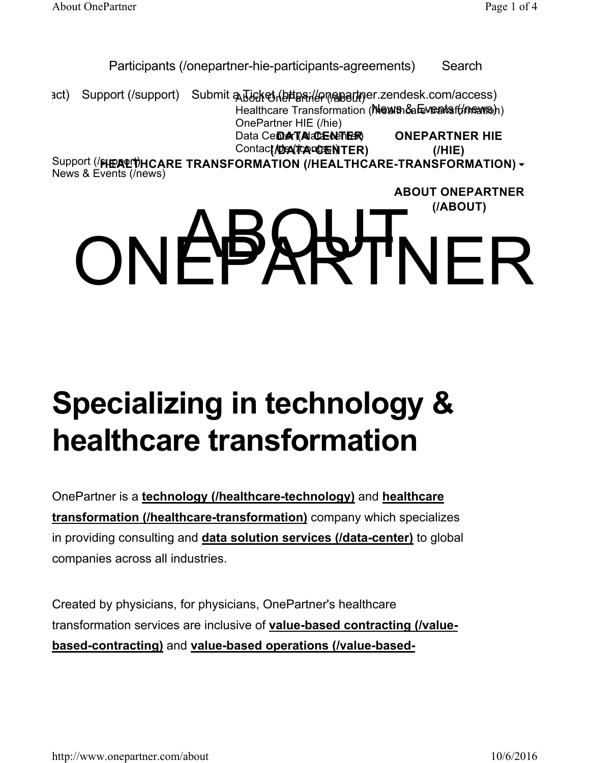Participants (/onepartner-hie-participants-agreements) Search

act) Support (/support) Submit a Ticket (https://onepartner.zendesk.com/access)

About OnePartner (/about)
Healthcare Transformation (/healthcare-transformation)
OnePartner HIE (/hie)
Data Center (/data-center)
Contact Us (/contact)
News & Events (/news)

Support (/support)
News & Events (/news)

**DATA CENTER (/DATA-CENTER)** **ONEPARTNER HIE (/HIE)**

**HEALTHCARE TRANSFORMATION (/HEALTHCARE-TRANSFORMATION)**

**ABOUT ONEPARTNER (/ABOUT)**

# ABOUT ONEPARTNER

# Specializing in technology & healthcare transformation

OnePartner is a **technology (/healthcare-technology)** and **healthcare transformation (/healthcare-transformation)** company which specializes in providing consulting and **data solution services (/data-center)** to global companies across all industries.

Created by physicians, for physicians, OnePartner's healthcare transformation services are inclusive of **value-based contracting (/value-based-contracting)** and **value-based operations (/value-based-**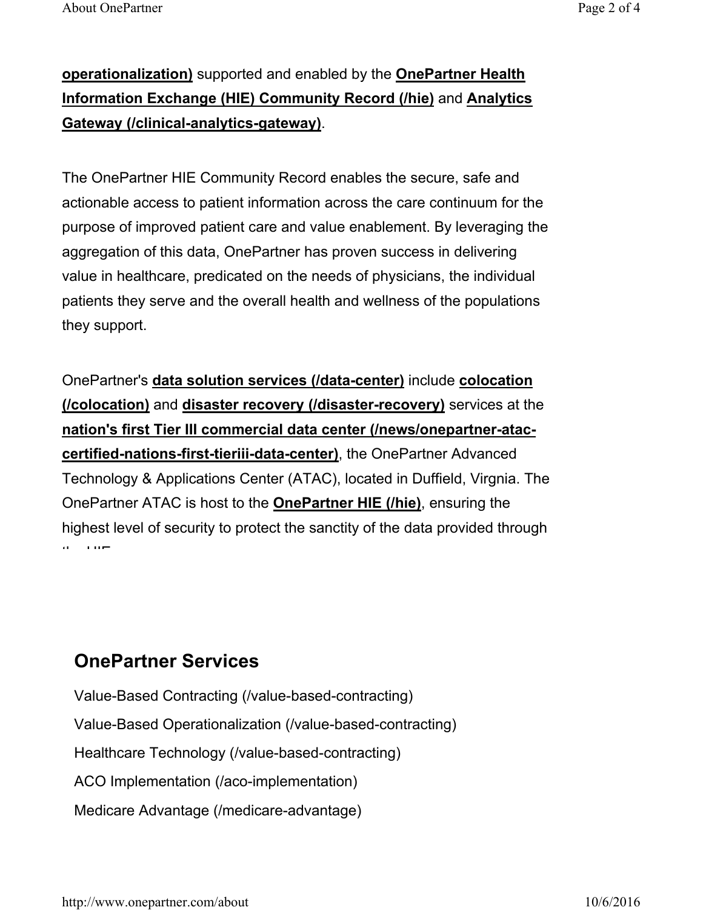**operationalization)** supported and enabled by the **OnePartner Health Information Exchange (HIE) Community Record (/hie)** and **Analytics Gateway (/clinical-analytics-gateway)**.

The OnePartner HIE Community Record enables the secure, safe and actionable access to patient information across the care continuum for the purpose of improved patient care and value enablement. By leveraging the aggregation of this data, OnePartner has proven success in delivering value in healthcare, predicated on the needs of physicians, the individual patients they serve and the overall health and wellness of the populations they support.

OnePartner's **data solution services (/data-center)** include **colocation (/colocation)** and **disaster recovery (/disaster-recovery)** services at the **nation's first Tier III commercial data center (/news/onepartner-atac-certified-nations-first-tieriii-data-center)**, the OnePartner Advanced Technology & Applications Center (ATAC), located in Duffield, Virgnia. The OnePartner ATAC is host to the **OnePartner HIE (/hie)**, ensuring the highest level of security to protect the sanctity of the data provided through the HIE.

## OnePartner Services

Value-Based Contracting (/value-based-contracting)

Value-Based Operationalization (/value-based-contracting)

Healthcare Technology (/value-based-contracting)

ACO Implementation (/aco-implementation)

Medicare Advantage (/medicare-advantage)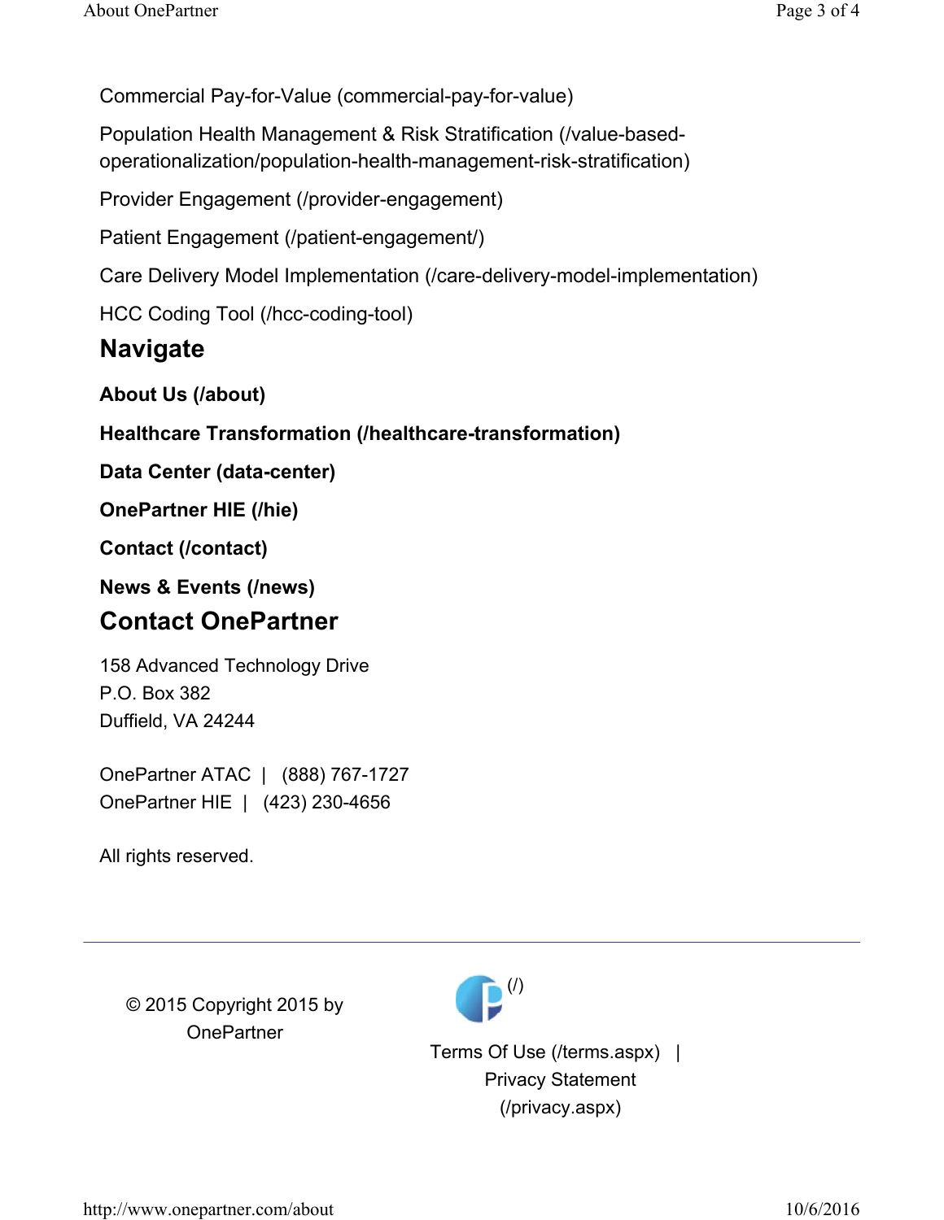Commercial Pay-for-Value (commercial-pay-for-value)

Population Health Management & Risk Stratification (/value-based-operationalization/population-health-management-risk-stratification)

Provider Engagement (/provider-engagement)

Patient Engagement (/patient-engagement/)

Care Delivery Model Implementation (/care-delivery-model-implementation)

HCC Coding Tool (/hcc-coding-tool)

## Navigate

**About Us (/about)**

**Healthcare Transformation (/healthcare-transformation)**

**Data Center (data-center)**

**OnePartner HIE (/hie)**

**Contact (/contact)**

**News & Events (/news)**

## Contact OnePartner

158 Advanced Technology Drive
P.O. Box 382
Duffield, VA 24244

OnePartner ATAC | (888) 767-1727
OnePartner HIE | (423) 230-4656

All rights reserved.

---

© 2015 Copyright 2015 by OnePartner

(/)

Terms Of Use (/terms.aspx) | Privacy Statement (/privacy.aspx)